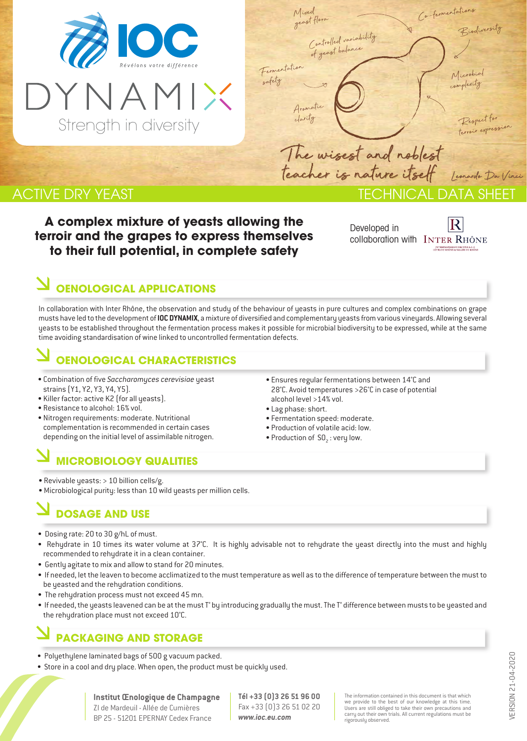IOC

Révélons votre différence

# DYNAMIX

Strength in diversity

Mixed yeast flora — Co-fermentations — Controlled variability of yeast balance — Biodiversity — Fermentation safety — Microbial complexity — Aromatic clarity — Respect for terroir expression

*The wisest and noblest teacher is nature itself* — Leonardo Da Vinci

ACTIVE DRY YEAST — TECHNICAL DATA SHEET

**A complex mixture of yeasts allowing the terroir and the grapes to express themselves to their full potential, in complete safety**

Developed in collaboration with INTER RHÔNE

## OENOLOGICAL APPLICATIONS

In collaboration with Inter Rhône, the observation and study of the behaviour of yeasts in pure cultures and complex combinations on grape musts have led to the development of **IOC DYNAMIX**, a mixture of diversified and complementary yeasts from various vineyards. Allowing several yeasts to be established throughout the fermentation process makes it possible for microbial biodiversity to be expressed, while at the same time avoiding standardisation of wine linked to uncontrolled fermentation defects.

## OENOLOGICAL CHARACTERISTICS

- Combination of five *Saccharomyces cerevisiae* yeast strains (Y1, Y2, Y3, Y4, Y5).
- Killer factor: active K2 (for all yeasts).
- Resistance to alcohol: 16% vol.
- Nitrogen requirements: moderate. Nutritional complementation is recommended in certain cases depending on the initial level of assimilable nitrogen.
- Ensures regular fermentations between 14°C and 28°C. Avoid temperatures >26°C in case of potential alcohol level >14% vol.
- Lag phase: short.
- Fermentation speed: moderate.
- Production of volatile acid: low.
- Production of $SO_2$ : very low.

## MICROBIOLOGY QUALITIES

- Revivable yeasts: > 10 billion cells/g.
- Microbiological purity: less than 10 wild yeasts per million cells.

## DOSAGE AND USE

- Dosing rate: 20 to 30 g/hL of must.
- Rehydrate in 10 times its water volume at 37°C. It is highly advisable not to rehydrate the yeast directly into the must and highly recommended to rehydrate it in a clean container.
- Gently agitate to mix and allow to stand for 20 minutes.
- If needed, let the leaven to become acclimatized to the must temperature as well as to the difference of temperature between the must to be yeasted and the rehydration conditions.
- The rehydration process must not exceed 45 mn.
- If needed, the yeasts leavened can be at the must T° by introducing gradually the must. The T° difference between musts to be yeasted and the rehydration place must not exceed 10°C.

## PACKAGING AND STORAGE

- Polyethylene laminated bags of 500 g vacuum packed.
- Store in a cool and dry place. When open, the product must be quickly used.

**Institut Œnologique de Champagne**
ZI de Mardeuil - Allée de Cumières
BP 25 - 51201 EPERNAY Cedex France

**Tél +33 (0)3 26 51 96 00**
Fax +33 (0)3 26 51 02 20
***www.ioc.eu.com***

The information contained in this document is that which we provide to the best of our knowledge at this time. Users are still obliged to take their own precautions and carry out their own trials. All current regulations must be rigorously observed.

VERSION 21-04-2020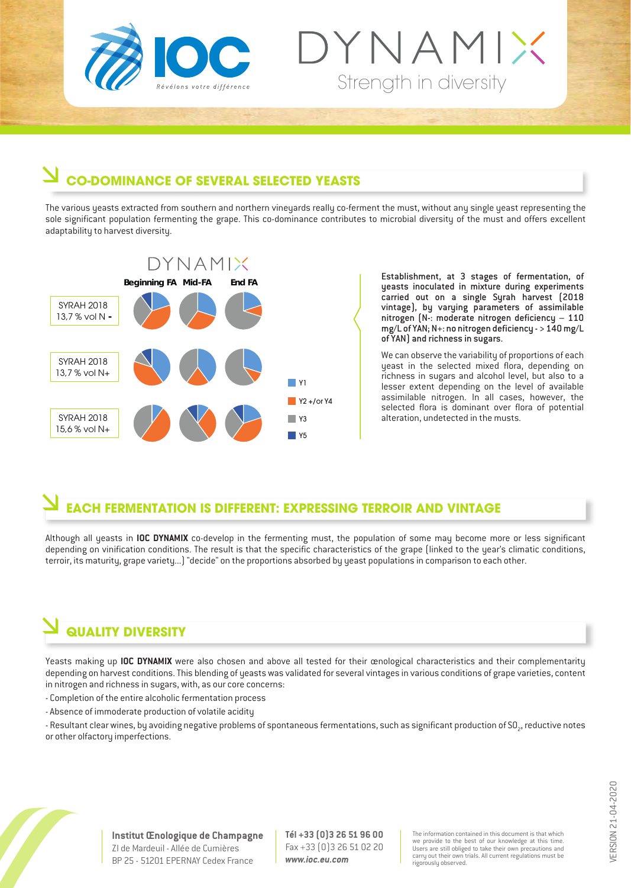# DYNAMIX

Strength in diversity

## CO-DOMINANCE OF SEVERAL SELECTED YEASTS

The various yeasts extracted from southern and northern vineyards really co-ferment the must, without any single yeast representing the sole significant population fermenting the grape. This co-dominance contributes to microbial diversity of the must and offers excellent adaptability to harvest diversity.

DYNAMIX

Beginning FA
Mid-FA
End FA

SYRAH 2018
13,7 % vol N -

SYRAH 2018
13,7 % vol N+

SYRAH 2018
15,6 % vol N+

Y1
Y2 +/or Y4
Y3
Y5

Establishment, at 3 stages of fermentation, of yeasts inoculated in mixture during experiments carried out on a single Syrah harvest (2018 vintage), by varying parameters of assimilable nitrogen (N-: moderate nitrogen deficiency – 110 mg/L of YAN; N+: no nitrogen deficiency - > 140 mg/L of YAN) and richness in sugars.

We can observe the variability of proportions of each yeast in the selected mixed flora, depending on richness in sugars and alcohol level, but also to a lesser extent depending on the level of available assimilable nitrogen. In all cases, however, the selected flora is dominant over flora of potential alteration, undetected in the musts.

## EACH FERMENTATION IS DIFFERENT: EXPRESSING TERROIR AND VINTAGE

Although all yeasts in **IOC DYNAMIX** co-develop in the fermenting must, the population of some may become more or less significant depending on vinification conditions. The result is that the specific characteristics of the grape (linked to the year's climatic conditions, terroir, its maturity, grape variety...) "decide" on the proportions absorbed by yeast populations in comparison to each other.

## QUALITY DIVERSITY

Yeasts making up **IOC DYNAMIX** were also chosen and above all tested for their œnological characteristics and their complementarity depending on harvest conditions. This blending of yeasts was validated for several vintages in various conditions of grape varieties, content in nitrogen and richness in sugars, with, as our core concerns:

- Completion of the entire alcoholic fermentation process
- Absence of immoderate production of volatile acidity
- Resultant clear wines, by avoiding negative problems of spontaneous fermentations, such as significant production of $SO_2$, reductive notes or other olfactory imperfections.

**Institut Œnologique de Champagne**
ZI de Mardeuil - Allée de Cumières
BP 25 - 51201 EPERNAY Cedex France

**Tél +33 (0)3 26 51 96 00**
Fax +33 (0)3 26 51 02 20
***www.ioc.eu.com***

The information contained in this document is that which we provide to the best of our knowledge at this time. Users are still obliged to take their own precautions and carry out their own trials. All current regulations must be rigorously observed.

VERSION 21-04-2020